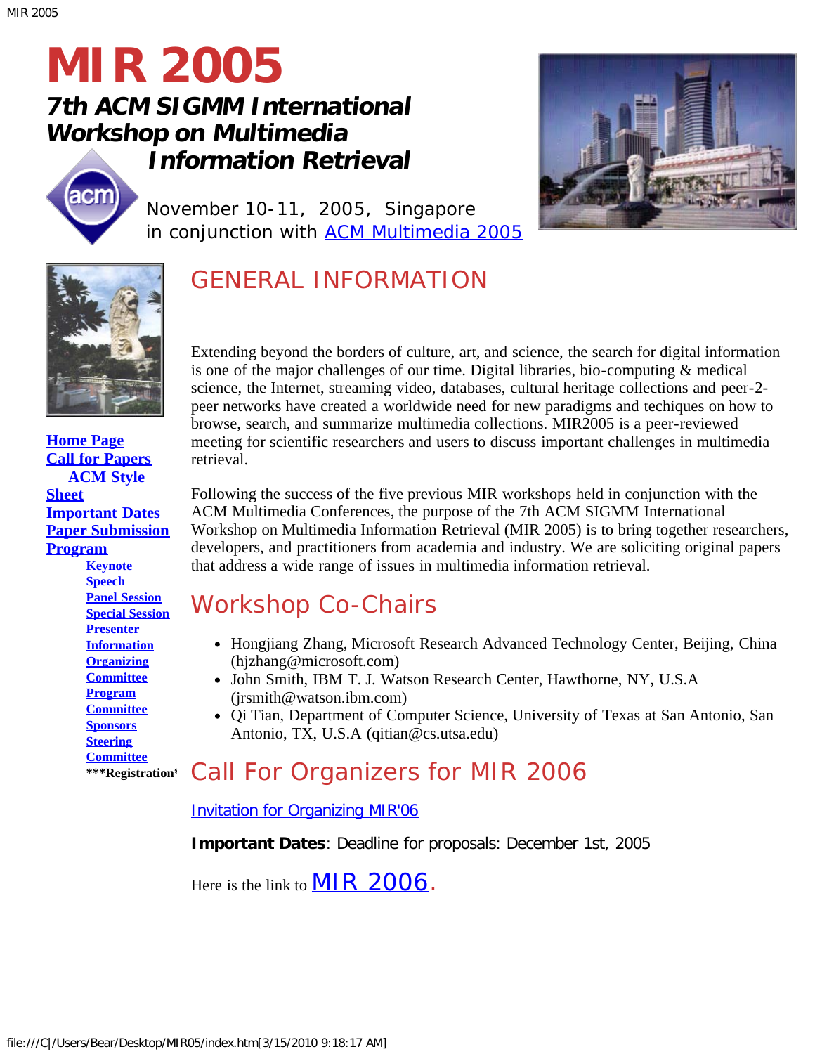# MIR 2005

## *7th ACM SIGMM International Workshop on Multimedia Information Retrieval*

November 10-11, 2005, Singapore
in conjunction with ACM Multimedia 2005

Home Page
Call for Papers
ACM Style Sheet
Important Dates
Paper Submission
Program
- Keynote Speech
- Panel Session
- Special Session
- Presenter Information
- Organizing Committee
- Program Committee
- Sponsors
- Steering Committee
- ***Registration***

## GENERAL INFORMATION

Extending beyond the borders of culture, art, and science, the search for digital information is one of the major challenges of our time. Digital libraries, bio-computing & medical science, the Internet, streaming video, databases, cultural heritage collections and peer-2-peer networks have created a worldwide need for new paradigms and techiques on how to browse, search, and summarize multimedia collections. MIR2005 is a peer-reviewed meeting for scientific researchers and users to discuss important challenges in multimedia retrieval.

Following the success of the five previous MIR workshops held in conjunction with the ACM Multimedia Conferences, the purpose of the 7th ACM SIGMM International Workshop on Multimedia Information Retrieval (MIR 2005) is to bring together researchers, developers, and practitioners from academia and industry. We are soliciting original papers that address a wide range of issues in multimedia information retrieval.

## Workshop Co-Chairs

- Hongjiang Zhang, Microsoft Research Advanced Technology Center, Beijing, China (hjzhang@microsoft.com)
- John Smith, IBM T. J. Watson Research Center, Hawthorne, NY, U.S.A (jrsmith@watson.ibm.com)
- Qi Tian, Department of Computer Science, University of Texas at San Antonio, San Antonio, TX, U.S.A (qitian@cs.utsa.edu)

## Call For Organizers for MIR 2006

Invitation for Organizing MIR'06

**Important Dates**: Deadline for proposals: December 1st, 2005

Here is the link to MIR 2006.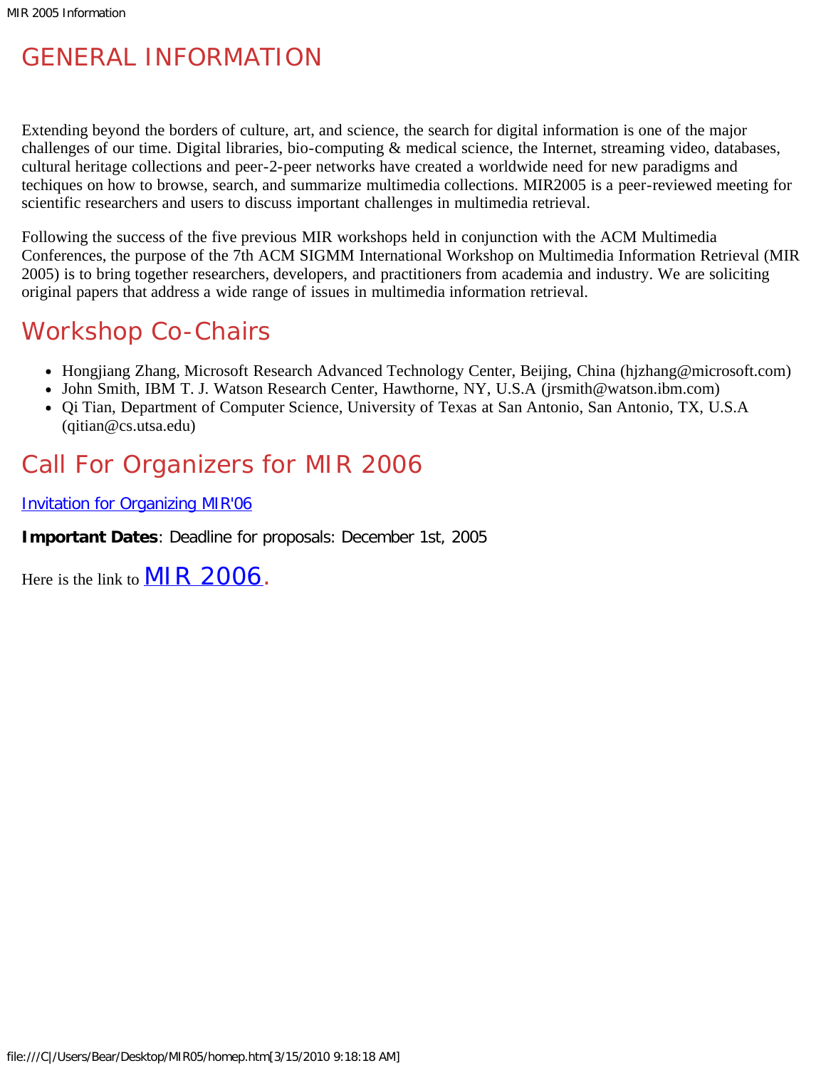# GENERAL INFORMATION

Extending beyond the borders of culture, art, and science, the search for digital information is one of the major challenges of our time. Digital libraries, bio-computing & medical science, the Internet, streaming video, databases, cultural heritage collections and peer-2-peer networks have created a worldwide need for new paradigms and techiques on how to browse, search, and summarize multimedia collections. MIR2005 is a peer-reviewed meeting for scientific researchers and users to discuss important challenges in multimedia retrieval.

Following the success of the five previous MIR workshops held in conjunction with the ACM Multimedia Conferences, the purpose of the 7th ACM SIGMM International Workshop on Multimedia Information Retrieval (MIR 2005) is to bring together researchers, developers, and practitioners from academia and industry. We are soliciting original papers that address a wide range of issues in multimedia information retrieval.

# Workshop Co-Chairs

- Hongjiang Zhang, Microsoft Research Advanced Technology Center, Beijing, China (hjzhang@microsoft.com)
- John Smith, IBM T. J. Watson Research Center, Hawthorne, NY, U.S.A (jrsmith@watson.ibm.com)
- Qi Tian, Department of Computer Science, University of Texas at San Antonio, San Antonio, TX, U.S.A (qitian@cs.utsa.edu)

# Call For Organizers for MIR 2006

Invitation for Organizing MIR'06

**Important Dates**: Deadline for proposals: December 1st, 2005

Here is the link to MIR 2006.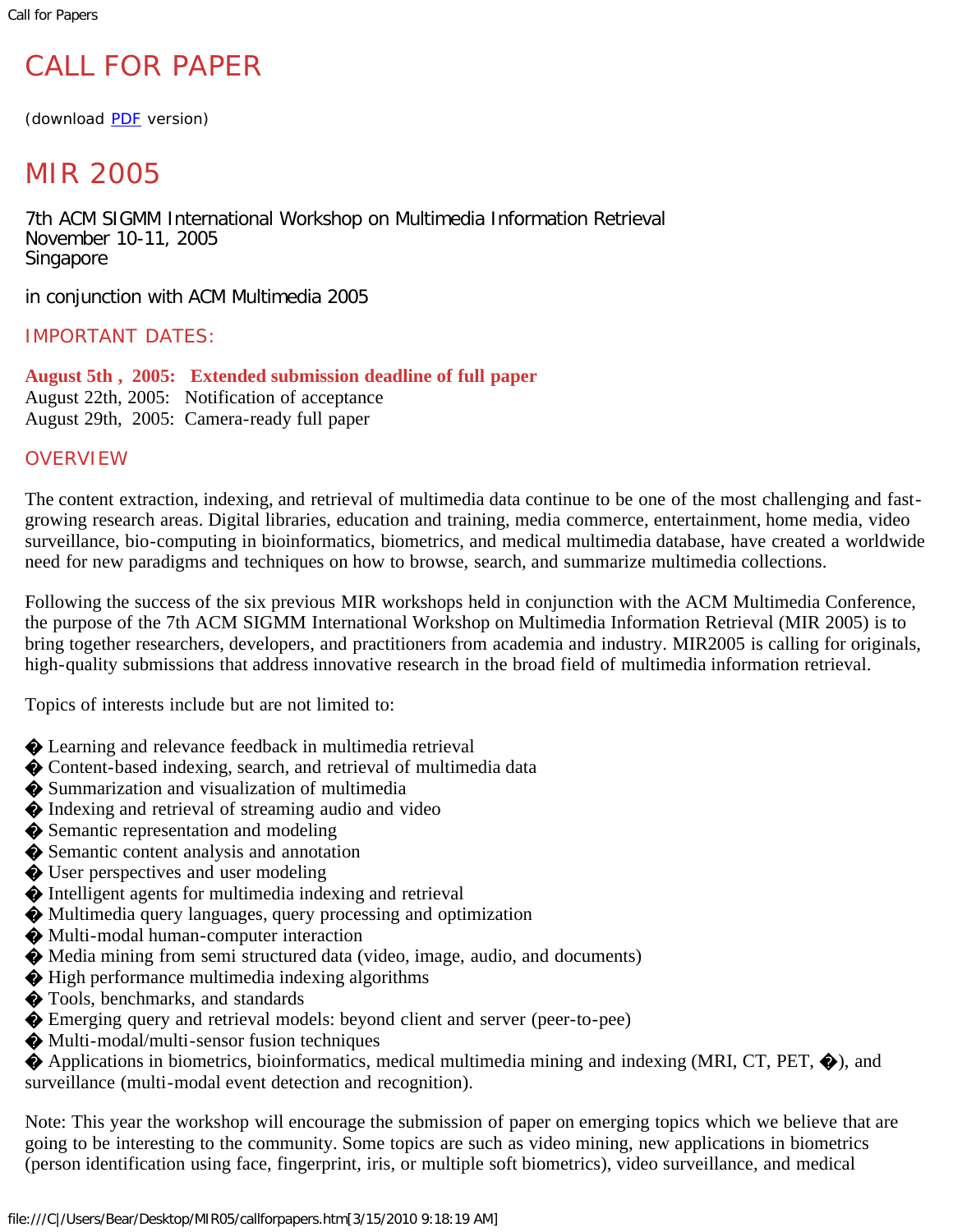# CALL FOR PAPER

(download PDF version)

# MIR 2005

7th ACM SIGMM International Workshop on Multimedia Information Retrieval
November 10-11, 2005
Singapore

in conjunction with ACM Multimedia 2005

## IMPORTANT DATES:

**August 5th , 2005: Extended submission deadline of full paper**
August 22th, 2005: Notification of acceptance
August 29th, 2005: Camera-ready full paper

## OVERVIEW

The content extraction, indexing, and retrieval of multimedia data continue to be one of the most challenging and fast-growing research areas. Digital libraries, education and training, media commerce, entertainment, home media, video surveillance, bio-computing in bioinformatics, biometrics, and medical multimedia database, have created a worldwide need for new paradigms and techniques on how to browse, search, and summarize multimedia collections.

Following the success of the six previous MIR workshops held in conjunction with the ACM Multimedia Conference, the purpose of the 7th ACM SIGMM International Workshop on Multimedia Information Retrieval (MIR 2005) is to bring together researchers, developers, and practitioners from academia and industry. MIR2005 is calling for originals, high-quality submissions that address innovative research in the broad field of multimedia information retrieval.

Topics of interests include but are not limited to:

� Learning and relevance feedback in multimedia retrieval
� Content-based indexing, search, and retrieval of multimedia data
� Summarization and visualization of multimedia
� Indexing and retrieval of streaming audio and video
� Semantic representation and modeling
� Semantic content analysis and annotation
� User perspectives and user modeling
� Intelligent agents for multimedia indexing and retrieval
� Multimedia query languages, query processing and optimization
� Multi-modal human-computer interaction
� Media mining from semi structured data (video, image, audio, and documents)
� High performance multimedia indexing algorithms
� Tools, benchmarks, and standards
� Emerging query and retrieval models: beyond client and server (peer-to-pee)
� Multi-modal/multi-sensor fusion techniques
� Applications in biometrics, bioinformatics, medical multimedia mining and indexing (MRI, CT, PET, �), and surveillance (multi-modal event detection and recognition).

Note: This year the workshop will encourage the submission of paper on emerging topics which we believe that are going to be interesting to the community. Some topics are such as video mining, new applications in biometrics (person identification using face, fingerprint, iris, or multiple soft biometrics), video surveillance, and medical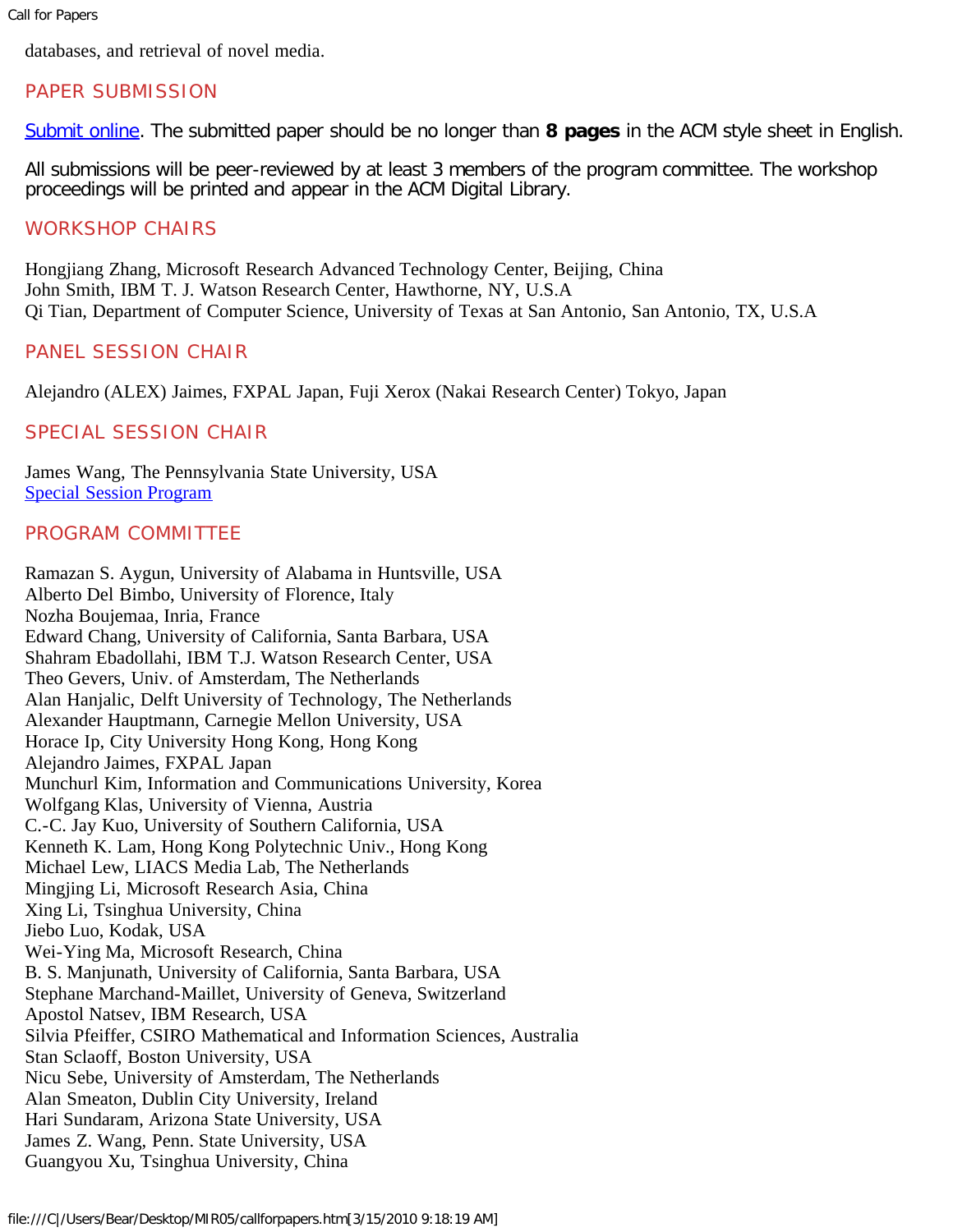databases, and retrieval of novel media.

## PAPER SUBMISSION

Submit online. The submitted paper should be no longer than **8 pages** in the ACM style sheet in English.

All submissions will be peer-reviewed by at least 3 members of the program committee. The workshop proceedings will be printed and appear in the ACM Digital Library.

## WORKSHOP CHAIRS

Hongjiang Zhang, Microsoft Research Advanced Technology Center, Beijing, China
John Smith, IBM T. J. Watson Research Center, Hawthorne, NY, U.S.A
Qi Tian, Department of Computer Science, University of Texas at San Antonio, San Antonio, TX, U.S.A

## PANEL SESSION CHAIR

Alejandro (ALEX) Jaimes, FXPAL Japan, Fuji Xerox (Nakai Research Center) Tokyo, Japan

## SPECIAL SESSION CHAIR

James Wang, The Pennsylvania State University, USA
Special Session Program

## PROGRAM COMMITTEE

Ramazan S. Aygun, University of Alabama in Huntsville, USA
Alberto Del Bimbo, University of Florence, Italy
Nozha Boujemaa, Inria, France
Edward Chang, University of California, Santa Barbara, USA
Shahram Ebadollahi, IBM T.J. Watson Research Center, USA
Theo Gevers, Univ. of Amsterdam, The Netherlands
Alan Hanjalic, Delft University of Technology, The Netherlands
Alexander Hauptmann, Carnegie Mellon University, USA
Horace Ip, City University Hong Kong, Hong Kong
Alejandro Jaimes, FXPAL Japan
Munchurl Kim, Information and Communications University, Korea
Wolfgang Klas, University of Vienna, Austria
C.-C. Jay Kuo, University of Southern California, USA
Kenneth K. Lam, Hong Kong Polytechnic Univ., Hong Kong
Michael Lew, LIACS Media Lab, The Netherlands
Mingjing Li, Microsoft Research Asia, China
Xing Li, Tsinghua University, China
Jiebo Luo, Kodak, USA
Wei-Ying Ma, Microsoft Research, China
B. S. Manjunath, University of California, Santa Barbara, USA
Stephane Marchand-Maillet, University of Geneva, Switzerland
Apostol Natsev, IBM Research, USA
Silvia Pfeiffer, CSIRO Mathematical and Information Sciences, Australia
Stan Sclaoff, Boston University, USA
Nicu Sebe, University of Amsterdam, The Netherlands
Alan Smeaton, Dublin City University, Ireland
Hari Sundaram, Arizona State University, USA
James Z. Wang, Penn. State University, USA
Guangyou Xu, Tsinghua University, China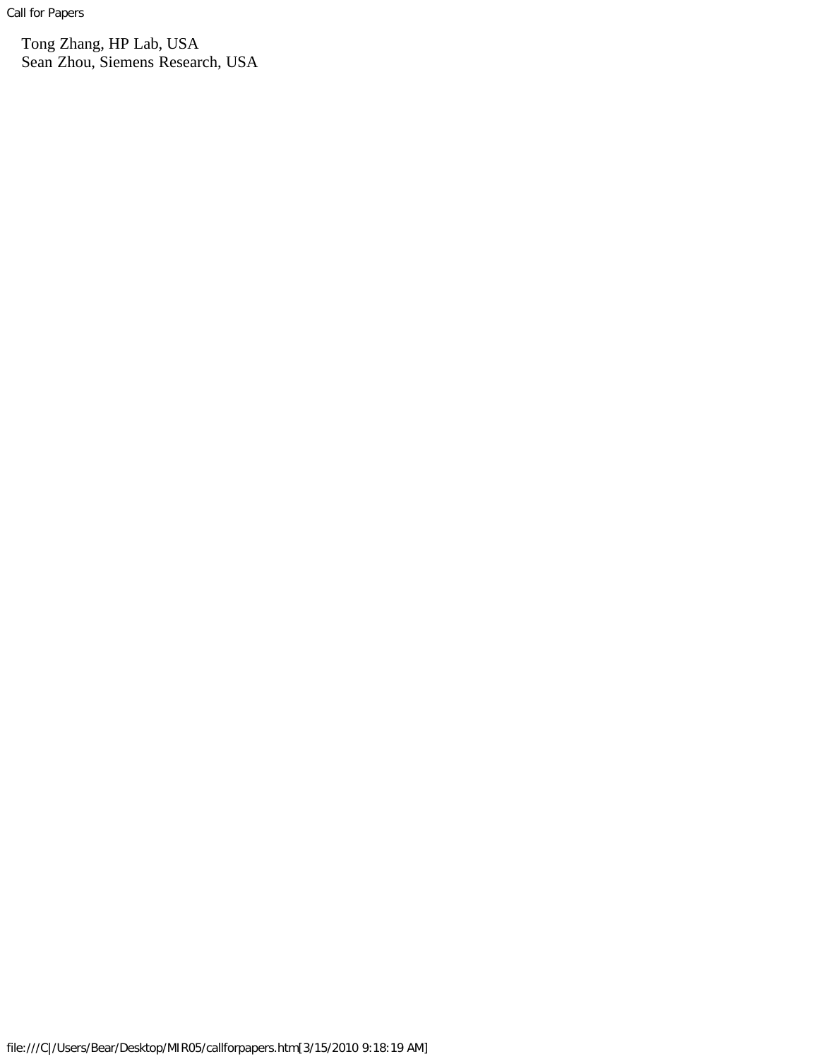Tong Zhang, HP Lab, USA
Sean Zhou, Siemens Research, USA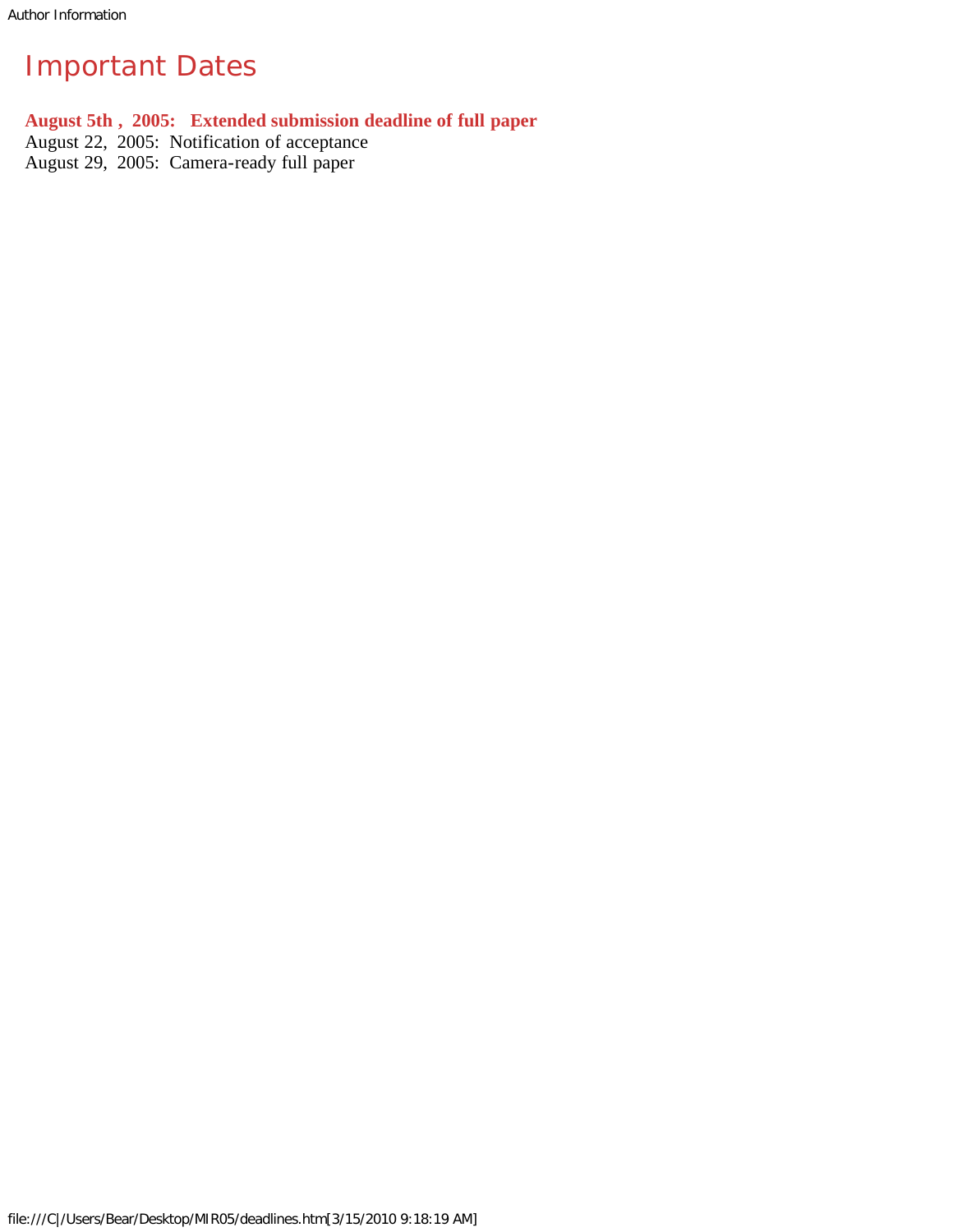# Important Dates

**August 5th , 2005: Extended submission deadline of full paper**
August 22, 2005: Notification of acceptance
August 29, 2005: Camera-ready full paper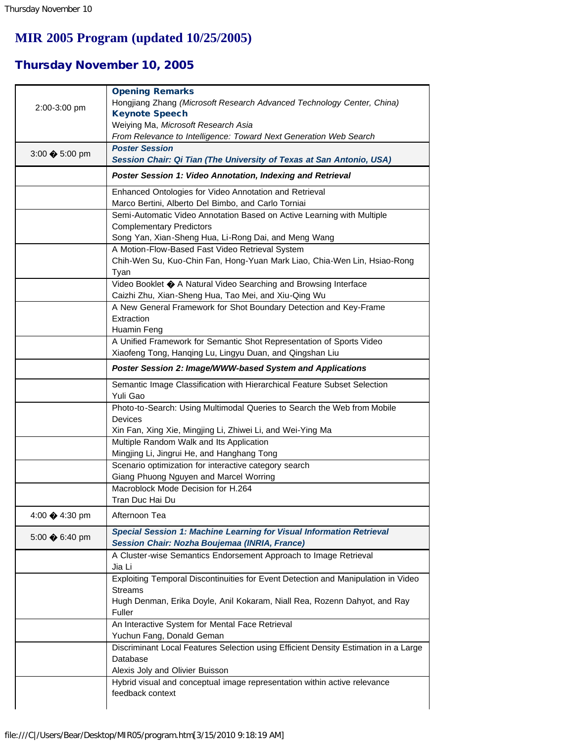# MIR 2005 Program (updated 10/25/2005)

## Thursday November 10, 2005

| Time | Program |
|---|---|
| 2:00-3:00 pm | **Opening Remarks**<br>Hongjiang Zhang *(Microsoft Research Advanced Technology Center, China)*<br>**Keynote Speech**<br>Weiying Ma, *Microsoft Research Asia*<br>*From Relevance to Intelligence: Toward Next Generation Web Search* |
| 3:00 � 5:00 pm | ***Poster Session***<br>***Session Chair: Qi Tian (The University of Texas at San Antonio, USA)*** |
| | ***Poster Session 1: Video Annotation, Indexing and Retrieval*** |
| | Enhanced Ontologies for Video Annotation and Retrieval<br>Marco Bertini, Alberto Del Bimbo, and Carlo Torniai |
| | Semi-Automatic Video Annotation Based on Active Learning with Multiple Complementary Predictors<br>Song Yan, Xian-Sheng Hua, Li-Rong Dai, and Meng Wang |
| | A Motion-Flow-Based Fast Video Retrieval System<br>Chih-Wen Su, Kuo-Chin Fan, Hong-Yuan Mark Liao, Chia-Wen Lin, Hsiao-Rong Tyan |
| | Video Booklet � A Natural Video Searching and Browsing Interface<br>Caizhi Zhu, Xian-Sheng Hua, Tao Mei, and Xiu-Qing Wu |
| | A New General Framework for Shot Boundary Detection and Key-Frame Extraction<br>Huamin Feng |
| | A Unified Framework for Semantic Shot Representation of Sports Video<br>Xiaofeng Tong, Hanqing Lu, Lingyu Duan, and Qingshan Liu |
| | ***Poster Session 2: Image/WWW-based System and Applications*** |
| | Semantic Image Classification with Hierarchical Feature Subset Selection<br>Yuli Gao |
| | Photo-to-Search: Using Multimodal Queries to Search the Web from Mobile Devices<br>Xin Fan, Xing Xie, Mingjing Li, Zhiwei Li, and Wei-Ying Ma |
| | Multiple Random Walk and Its Application<br>Mingjing Li, Jingrui He, and Hanghang Tong |
| | Scenario optimization for interactive category search<br>Giang Phuong Nguyen and Marcel Worring |
| | Macroblock Mode Decision for H.264<br>Tran Duc Hai Du |
| 4:00 � 4:30 pm | Afternoon Tea |
| 5:00 � 6:40 pm | ***Special Session 1: Machine Learning for Visual Information Retrieval***<br>***Session Chair: Nozha Boujemaa (INRIA, France)*** |
| | A Cluster-wise Semantics Endorsement Approach to Image Retrieval<br>Jia Li |
| | Exploiting Temporal Discontinuities for Event Detection and Manipulation in Video Streams<br>Hugh Denman, Erika Doyle, Anil Kokaram, Niall Rea, Rozenn Dahyot, and Ray Fuller |
| | An Interactive System for Mental Face Retrieval<br>Yuchun Fang, Donald Geman |
| | Discriminant Local Features Selection using Efficient Density Estimation in a Large Database<br>Alexis Joly and Olivier Buisson |
| | Hybrid visual and conceptual image representation within active relevance feedback context |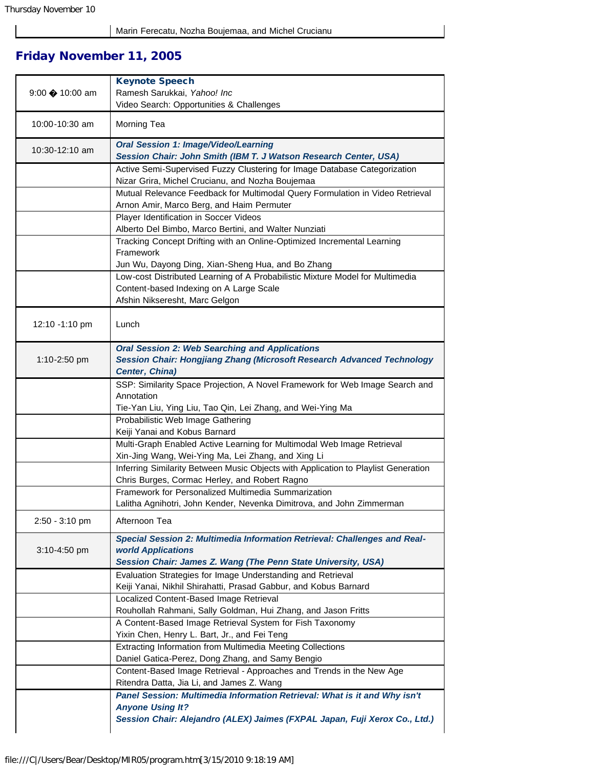| | Marin Ferecatu, Nozha Boujemaa, and Michel Crucianu |
|---|---|

## Friday November 11, 2005

| Time | Event |
|---|---|
| 9:00 � 10:00 am | **Keynote Speech**<br>Ramesh Sarukkai, *Yahoo! Inc*<br>Video Search: Opportunities & Challenges |
| 10:00-10:30 am | Morning Tea |
| 10:30-12:10 am | ***Oral Session 1: Image/Video/Learning***<br>***Session Chair: John Smith (IBM T. J Watson Research Center, USA)*** |
| | Active Semi-Supervised Fuzzy Clustering for Image Database Categorization<br>Nizar Grira, Michel Crucianu, and Nozha Boujemaa |
| | Mutual Relevance Feedback for Multimodal Query Formulation in Video Retrieval<br>Arnon Amir, Marco Berg, and Haim Permuter |
| | Player Identification in Soccer Videos<br>Alberto Del Bimbo, Marco Bertini, and Walter Nunziati |
| | Tracking Concept Drifting with an Online-Optimized Incremental Learning Framework<br>Jun Wu, Dayong Ding, Xian-Sheng Hua, and Bo Zhang |
| | Low-cost Distributed Learning of A Probabilistic Mixture Model for Multimedia Content-based Indexing on A Large Scale<br>Afshin Nikseresht, Marc Gelgon |
| 12:10 -1:10 pm | Lunch |
| 1:10-2:50 pm | ***Oral Session 2: Web Searching and Applications***<br>***Session Chair: Hongjiang Zhang (Microsoft Research Advanced Technology Center, China)*** |
| | SSP: Similarity Space Projection, A Novel Framework for Web Image Search and Annotation<br>Tie-Yan Liu, Ying Liu, Tao Qin, Lei Zhang, and Wei-Ying Ma |
| | Probabilistic Web Image Gathering<br>Keiji Yanai and Kobus Barnard |
| | Multi-Graph Enabled Active Learning for Multimodal Web Image Retrieval<br>Xin-Jing Wang, Wei-Ying Ma, Lei Zhang, and Xing Li |
| | Inferring Similarity Between Music Objects with Application to Playlist Generation<br>Chris Burges, Cormac Herley, and Robert Ragno |
| | Framework for Personalized Multimedia Summarization<br>Lalitha Agnihotri, John Kender, Nevenka Dimitrova, and John Zimmerman |
| 2:50 - 3:10 pm | Afternoon Tea |
| 3:10-4:50 pm | ***Special Session 2: Multimedia Information Retrieval: Challenges and Real-world Applications***<br>***Session Chair: James Z. Wang (The Penn State University, USA)*** |
| | Evaluation Strategies for Image Understanding and Retrieval<br>Keiji Yanai, Nikhil Shirahatti, Prasad Gabbur, and Kobus Barnard |
| | Localized Content-Based Image Retrieval<br>Rouhollah Rahmani, Sally Goldman, Hui Zhang, and Jason Fritts |
| | A Content-Based Image Retrieval System for Fish Taxonomy<br>Yixin Chen, Henry L. Bart, Jr., and Fei Teng |
| | Extracting Information from Multimedia Meeting Collections<br>Daniel Gatica-Perez, Dong Zhang, and Samy Bengio |
| | Content-Based Image Retrieval - Approaches and Trends in the New Age<br>Ritendra Datta, Jia Li, and James Z. Wang |
| | ***Panel Session: Multimedia Information Retrieval: What is it and Why isn't Anyone Using It?***<br>***Session Chair: Alejandro (ALEX) Jaimes (FXPAL Japan, Fuji Xerox Co., Ltd.)*** |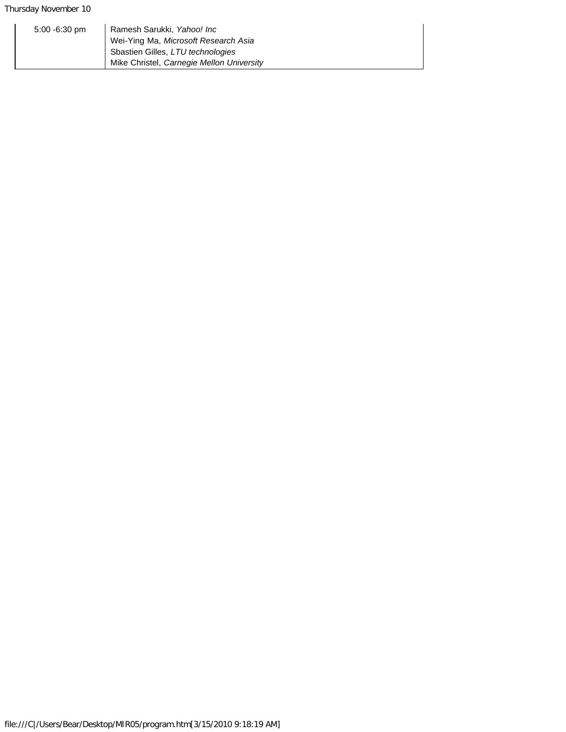| | |
|---|---|
| 5:00 -6:30 pm | Ramesh Sarukki, *Yahoo! Inc*<br>Wei-Ying Ma, *Microsoft Research Asia*<br>Sbastien Gilles, *LTU technologies*<br>Mike Christel, *Carnegie Mellon University* |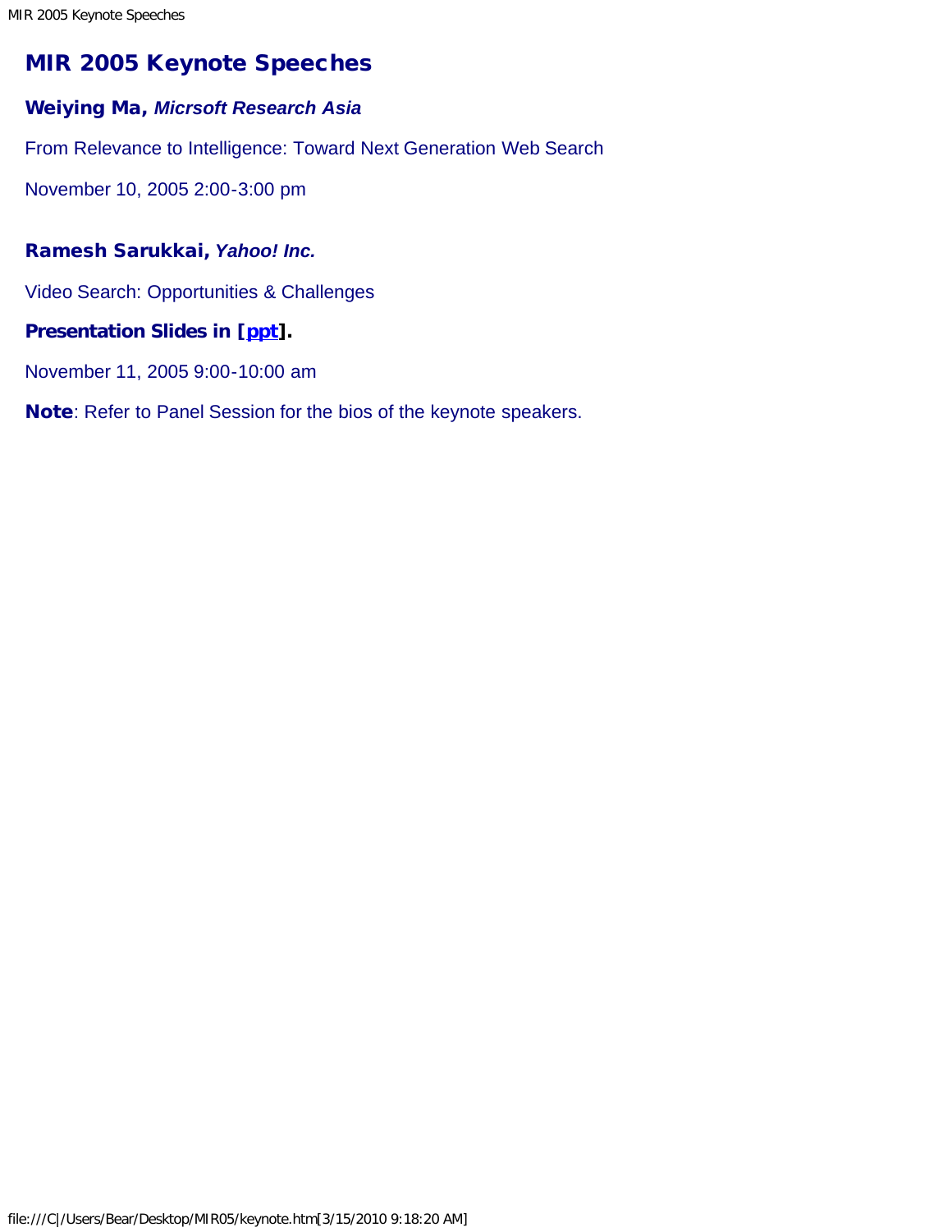# MIR 2005 Keynote Speeches

### Weiying Ma, *Micrsoft Research Asia*

From Relevance to Intelligence: Toward Next Generation Web Search

November 10, 2005 2:00-3:00 pm

### Ramesh Sarukkai, *Yahoo! Inc.*

Video Search: Opportunities & Challenges

**Presentation Slides in [ppt].**

November 11, 2005 9:00-10:00 am

**Note**: Refer to Panel Session for the bios of the keynote speakers.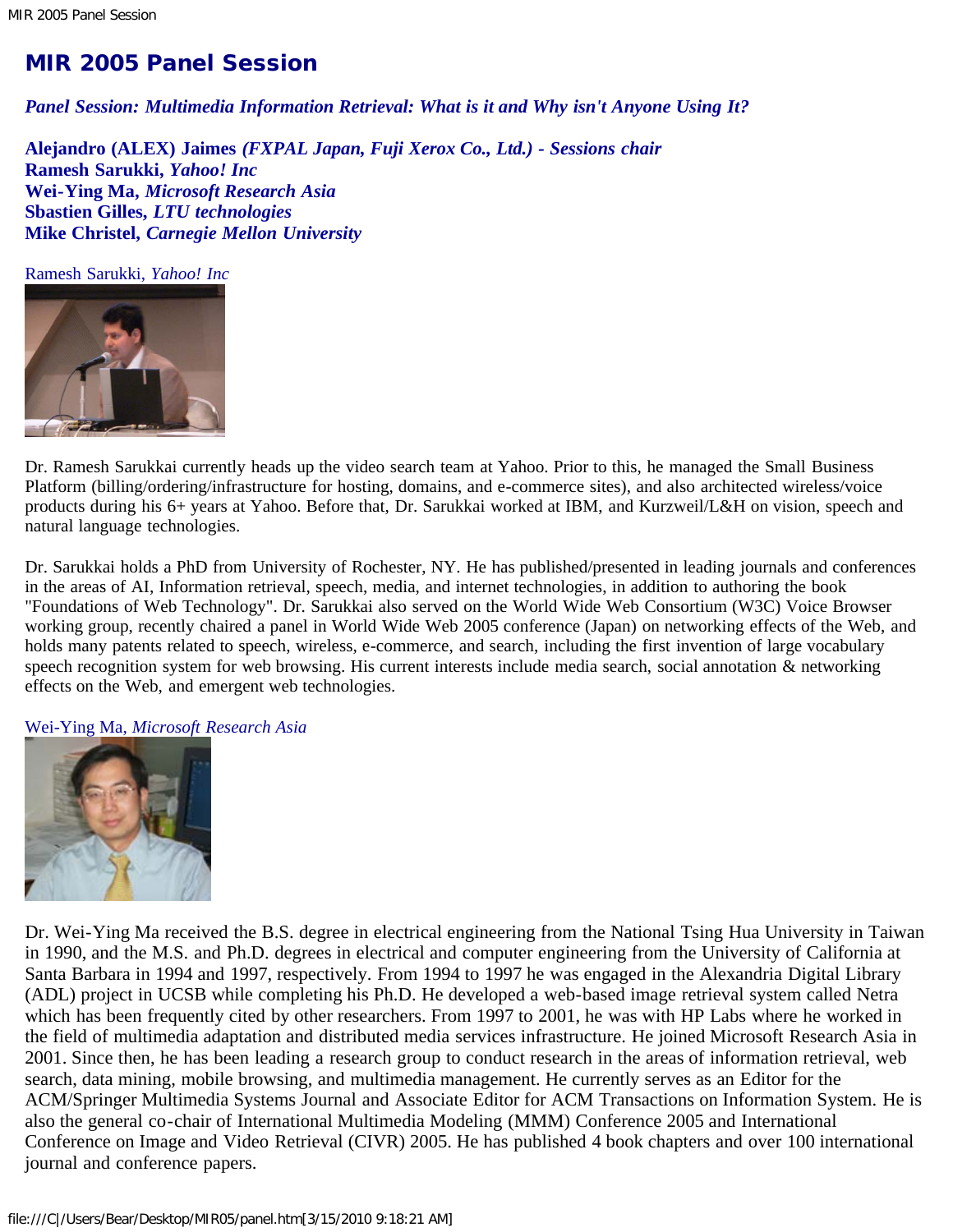# MIR 2005 Panel Session

***Panel Session: Multimedia Information Retrieval: What is it and Why isn't Anyone Using It?***

**Alejandro (ALEX) Jaimes** ***(FXPAL Japan, Fuji Xerox Co., Ltd.) - Sessions chair***
**Ramesh Sarukki,** ***Yahoo! Inc***
**Wei-Ying Ma,** ***Microsoft Research Asia***
**Sbastien Gilles,** ***LTU technologies***
**Mike Christel,** ***Carnegie Mellon University***

Ramesh Sarukki, *Yahoo! Inc*

Dr. Ramesh Sarukkai currently heads up the video search team at Yahoo. Prior to this, he managed the Small Business Platform (billing/ordering/infrastructure for hosting, domains, and e-commerce sites), and also architected wireless/voice products during his 6+ years at Yahoo. Before that, Dr. Sarukkai worked at IBM, and Kurzweil/L&H on vision, speech and natural language technologies.

Dr. Sarukkai holds a PhD from University of Rochester, NY. He has published/presented in leading journals and conferences in the areas of AI, Information retrieval, speech, media, and internet technologies, in addition to authoring the book "Foundations of Web Technology". Dr. Sarukkai also served on the World Wide Web Consortium (W3C) Voice Browser working group, recently chaired a panel in World Wide Web 2005 conference (Japan) on networking effects of the Web, and holds many patents related to speech, wireless, e-commerce, and search, including the first invention of large vocabulary speech recognition system for web browsing. His current interests include media search, social annotation & networking effects on the Web, and emergent web technologies.

Wei-Ying Ma, *Microsoft Research Asia*

Dr. Wei-Ying Ma received the B.S. degree in electrical engineering from the National Tsing Hua University in Taiwan in 1990, and the M.S. and Ph.D. degrees in electrical and computer engineering from the University of California at Santa Barbara in 1994 and 1997, respectively. From 1994 to 1997 he was engaged in the Alexandria Digital Library (ADL) project in UCSB while completing his Ph.D. He developed a web-based image retrieval system called Netra which has been frequently cited by other researchers. From 1997 to 2001, he was with HP Labs where he worked in the field of multimedia adaptation and distributed media services infrastructure. He joined Microsoft Research Asia in 2001. Since then, he has been leading a research group to conduct research in the areas of information retrieval, web search, data mining, mobile browsing, and multimedia management. He currently serves as an Editor for the ACM/Springer Multimedia Systems Journal and Associate Editor for ACM Transactions on Information System. He is also the general co-chair of International Multimedia Modeling (MMM) Conference 2005 and International Conference on Image and Video Retrieval (CIVR) 2005. He has published 4 book chapters and over 100 international journal and conference papers.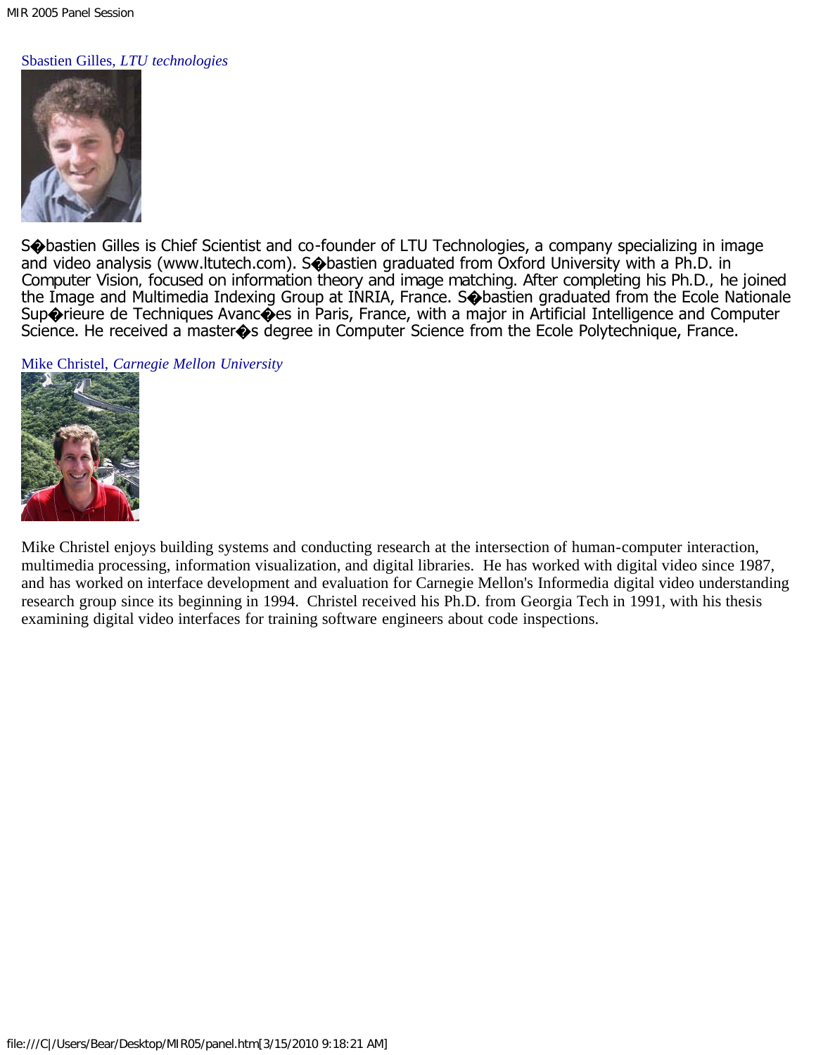Sbastien Gilles, *LTU technologies*

S�bastien Gilles is Chief Scientist and co-founder of LTU Technologies, a company specializing in image and video analysis (www.ltutech.com). S�bastien graduated from Oxford University with a Ph.D. in Computer Vision, focused on information theory and image matching. After completing his Ph.D., he joined the Image and Multimedia Indexing Group at INRIA, France. S�bastien graduated from the Ecole Nationale Sup�rieure de Techniques Avanc�es in Paris, France, with a major in Artificial Intelligence and Computer Science. He received a master�s degree in Computer Science from the Ecole Polytechnique, France.

Mike Christel, *Carnegie Mellon University*

Mike Christel enjoys building systems and conducting research at the intersection of human-computer interaction, multimedia processing, information visualization, and digital libraries. He has worked with digital video since 1987, and has worked on interface development and evaluation for Carnegie Mellon's Informedia digital video understanding research group since its beginning in 1994. Christel received his Ph.D. from Georgia Tech in 1991, with his thesis examining digital video interfaces for training software engineers about code inspections.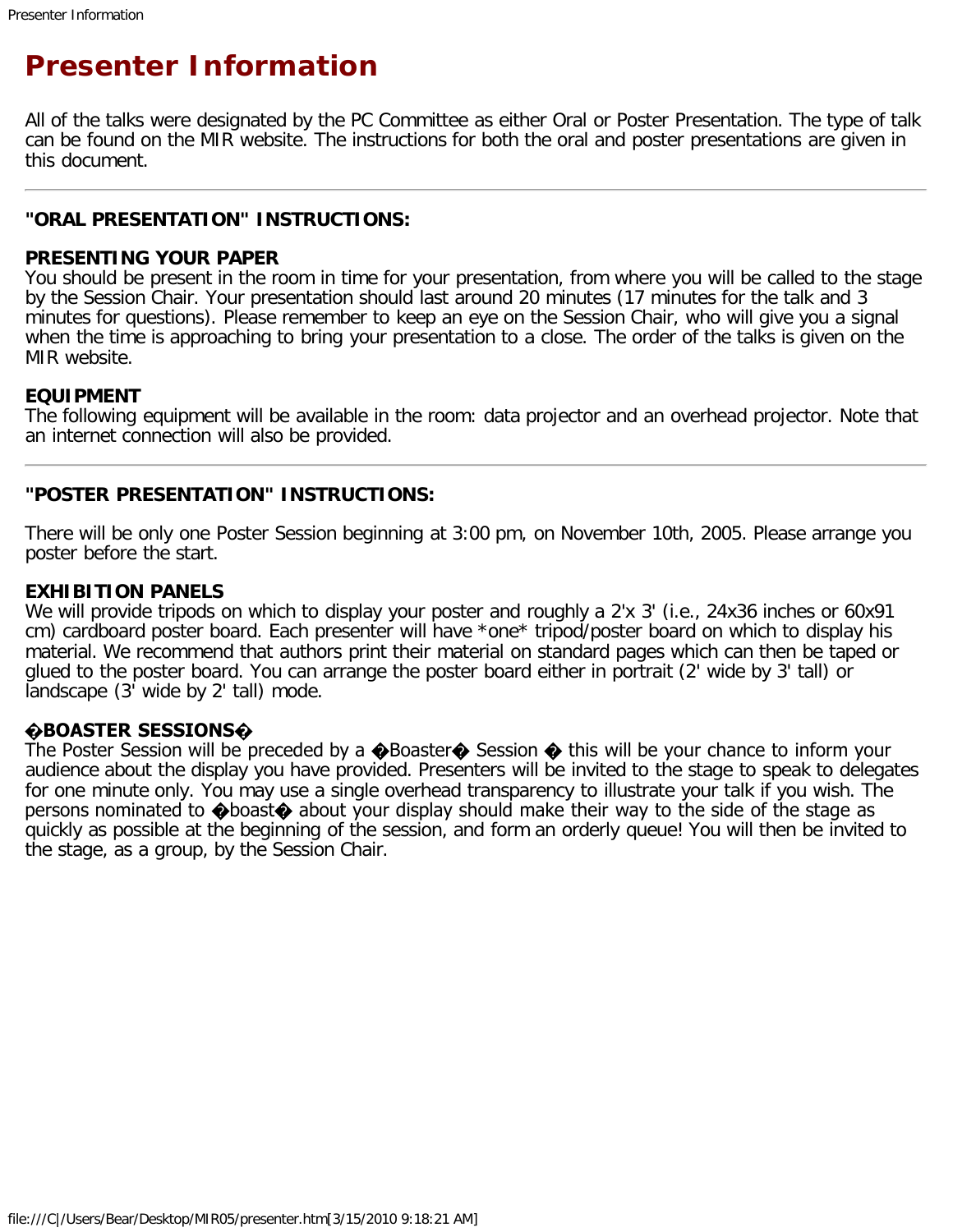# Presenter Information

All of the talks were designated by the PC Committee as either Oral or Poster Presentation. The type of talk can be found on the MIR website. The instructions for both the oral and poster presentations are given in this document.

---

### "ORAL PRESENTATION" INSTRUCTIONS:

**PRESENTING YOUR PAPER**
You should be present in the room in time for your presentation, from where you will be called to the stage by the Session Chair. Your presentation should last around 20 minutes (17 minutes for the talk and 3 minutes for questions). Please remember to keep an eye on the Session Chair, who will give you a signal when the time is approaching to bring your presentation to a close. The order of the talks is given on the MIR website.

**EQUIPMENT**
The following equipment will be available in the room: data projector and an overhead projector. Note that an internet connection will also be provided.

---

### "POSTER PRESENTATION" INSTRUCTIONS:

There will be only one Poster Session beginning at 3:00 pm, on November 10th, 2005. Please arrange you poster before the start.

**EXHIBITION PANELS**
We will provide tripods on which to display your poster and roughly a 2'x 3' (i.e., 24x36 inches or 60x91 cm) cardboard poster board. Each presenter will have *one* tripod/poster board on which to display his material. We recommend that authors print their material on standard pages which can then be taped or glued to the poster board. You can arrange the poster board either in portrait (2' wide by 3' tall) or landscape (3' wide by 2' tall) mode.

**�BOASTER SESSIONS�**
The Poster Session will be preceded by a �Boaster� Session � this will be your chance to inform your audience about the display you have provided. Presenters will be invited to the stage to speak to delegates for one minute only. You may use a single overhead transparency to illustrate your talk if you wish. The persons nominated to �boast� about your display should make their way to the side of the stage as quickly as possible at the beginning of the session, and form an orderly queue! You will then be invited to the stage, as a group, by the Session Chair.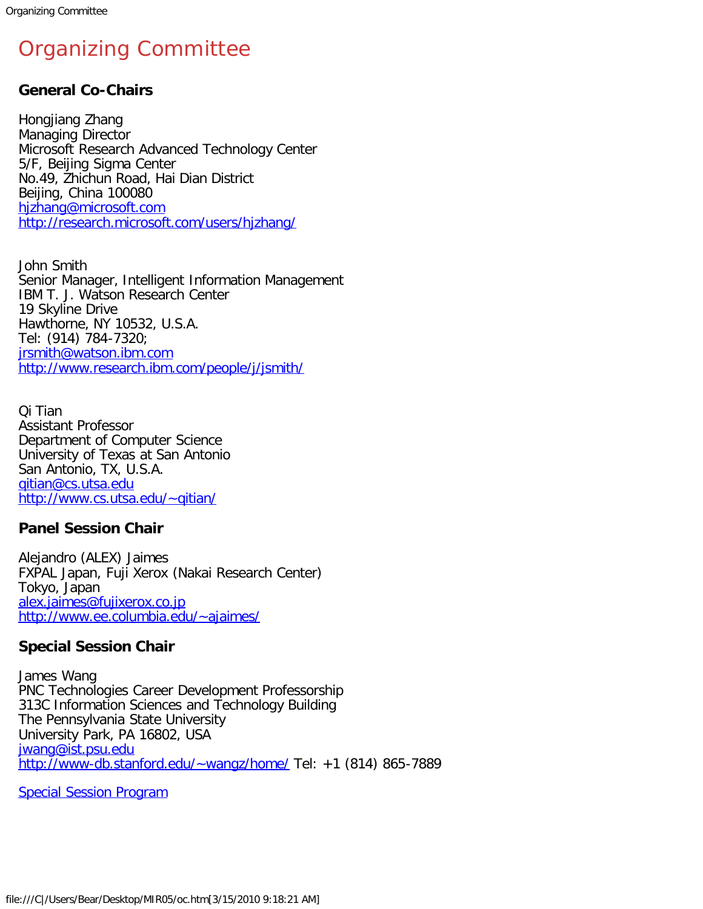# Organizing Committee

### General Co-Chairs

Hongjiang Zhang
Managing Director
Microsoft Research Advanced Technology Center
5/F, Beijing Sigma Center
No.49, Zhichun Road, Hai Dian District
Beijing, China 100080
hjzhang@microsoft.com
http://research.microsoft.com/users/hjzhang/

John Smith
Senior Manager, Intelligent Information Management
IBM T. J. Watson Research Center
19 Skyline Drive
Hawthorne, NY 10532, U.S.A.
Tel: (914) 784-7320;
jrsmith@watson.ibm.com
http://www.research.ibm.com/people/j/jsmith/

Qi Tian
Assistant Professor
Department of Computer Science
University of Texas at San Antonio
San Antonio, TX, U.S.A.
qitian@cs.utsa.edu
http://www.cs.utsa.edu/~qitian/

### Panel Session Chair

Alejandro (ALEX) Jaimes
FXPAL Japan, Fuji Xerox (Nakai Research Center)
Tokyo, Japan
alex.jaimes@fujixerox.co.jp
http://www.ee.columbia.edu/~ajaimes/

### Special Session Chair

James Wang
PNC Technologies Career Development Professorship
313C Information Sciences and Technology Building
The Pennsylvania State University
University Park, PA 16802, USA
jwang@ist.psu.edu
http://www-db.stanford.edu/~wangz/home/ Tel: +1 (814) 865-7889

Special Session Program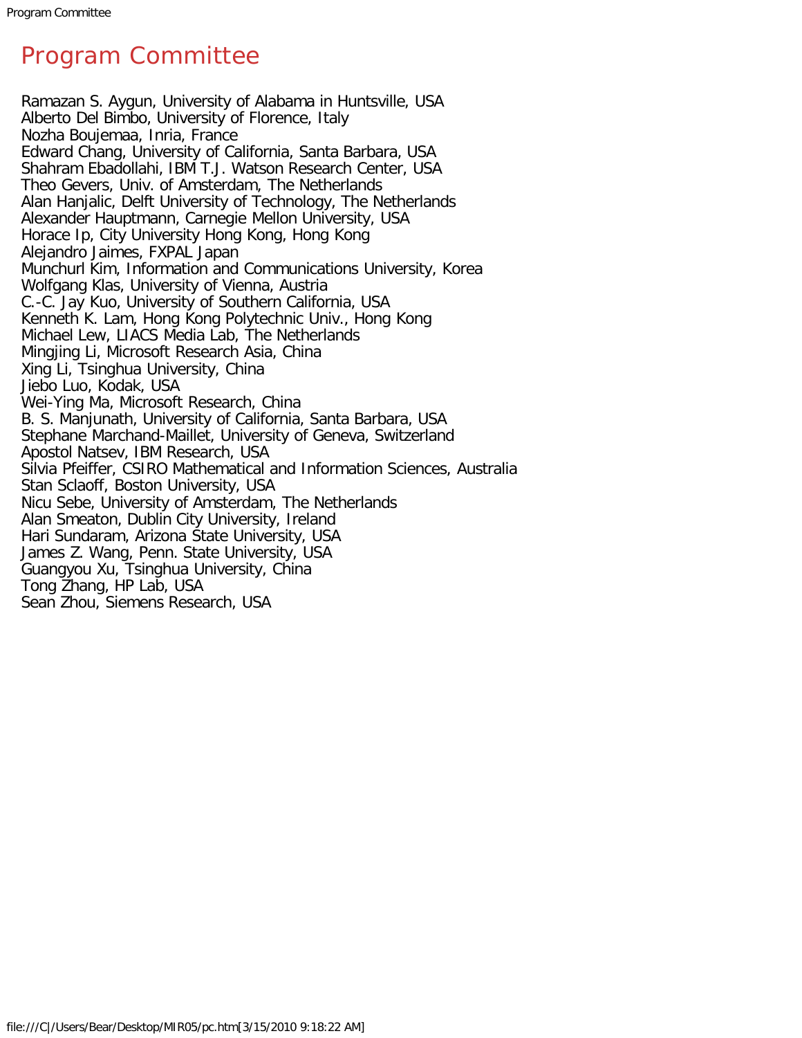# Program Committee

Ramazan S. Aygun, University of Alabama in Huntsville, USA
Alberto Del Bimbo, University of Florence, Italy
Nozha Boujemaa, Inria, France
Edward Chang, University of California, Santa Barbara, USA
Shahram Ebadollahi, IBM T.J. Watson Research Center, USA
Theo Gevers, Univ. of Amsterdam, The Netherlands
Alan Hanjalic, Delft University of Technology, The Netherlands
Alexander Hauptmann, Carnegie Mellon University, USA
Horace Ip, City University Hong Kong, Hong Kong
Alejandro Jaimes, FXPAL Japan
Munchurl Kim, Information and Communications University, Korea
Wolfgang Klas, University of Vienna, Austria
C.-C. Jay Kuo, University of Southern California, USA
Kenneth K. Lam, Hong Kong Polytechnic Univ., Hong Kong
Michael Lew, LIACS Media Lab, The Netherlands
Mingjing Li, Microsoft Research Asia, China
Xing Li, Tsinghua University, China
Jiebo Luo, Kodak, USA
Wei-Ying Ma, Microsoft Research, China
B. S. Manjunath, University of California, Santa Barbara, USA
Stephane Marchand-Maillet, University of Geneva, Switzerland
Apostol Natsev, IBM Research, USA
Silvia Pfeiffer, CSIRO Mathematical and Information Sciences, Australia
Stan Sclaoff, Boston University, USA
Nicu Sebe, University of Amsterdam, The Netherlands
Alan Smeaton, Dublin City University, Ireland
Hari Sundaram, Arizona State University, USA
James Z. Wang, Penn. State University, USA
Guangyou Xu, Tsinghua University, China
Tong Zhang, HP Lab, USA
Sean Zhou, Siemens Research, USA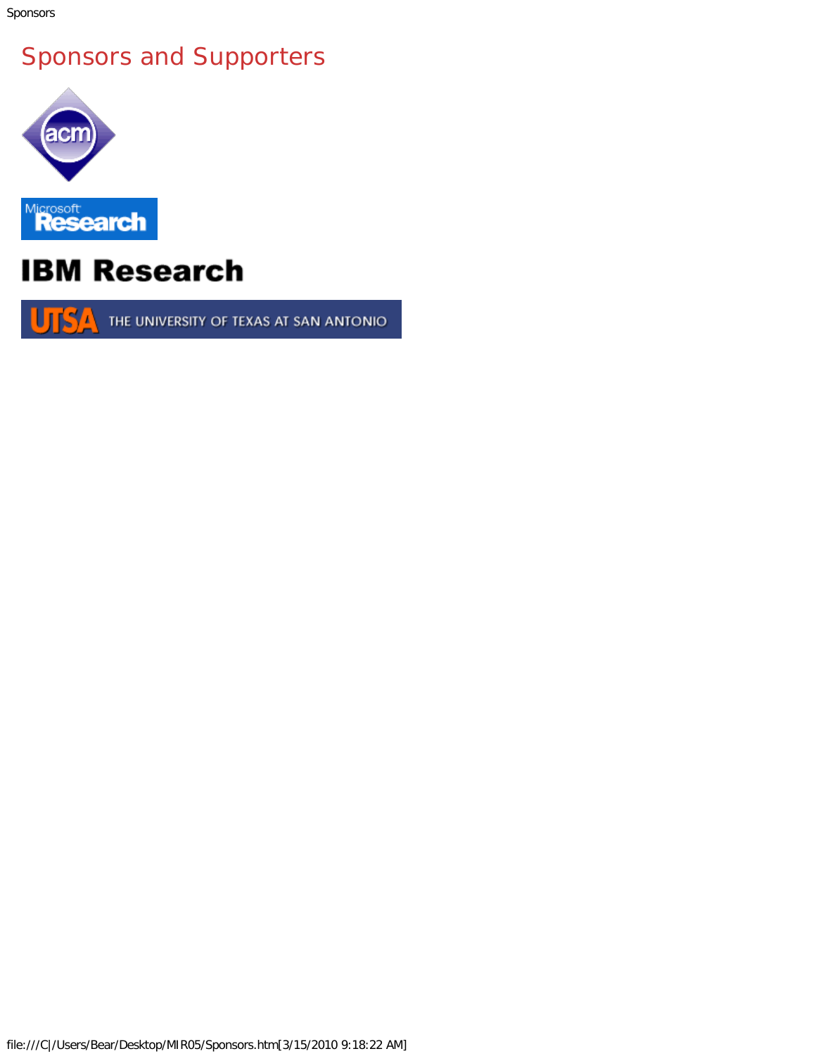# Sponsors and Supporters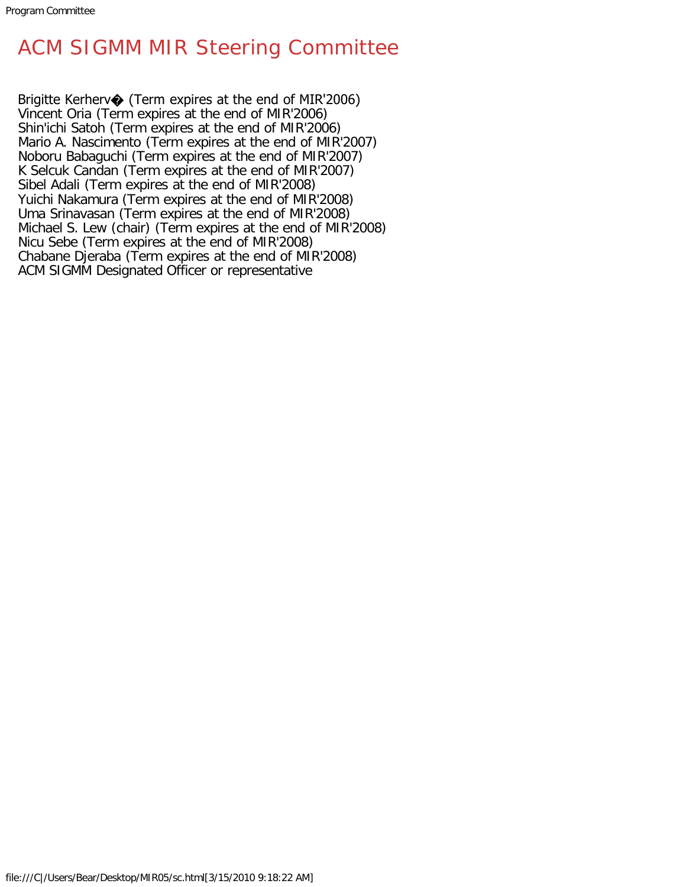# ACM SIGMM MIR Steering Committee

Brigitte Kerherv� (Term expires at the end of MIR'2006)
Vincent Oria (Term expires at the end of MIR'2006)
Shin'ichi Satoh (Term expires at the end of MIR'2006)
Mario A. Nascimento (Term expires at the end of MIR'2007)
Noboru Babaguchi (Term expires at the end of MIR'2007)
K Selcuk Candan (Term expires at the end of MIR'2007)
Sibel Adali (Term expires at the end of MIR'2008)
Yuichi Nakamura (Term expires at the end of MIR'2008)
Uma Srinavasan (Term expires at the end of MIR'2008)
Michael S. Lew (chair) (Term expires at the end of MIR'2008)
Nicu Sebe (Term expires at the end of MIR'2008)
Chabane Djeraba (Term expires at the end of MIR'2008)
ACM SIGMM Designated Officer or representative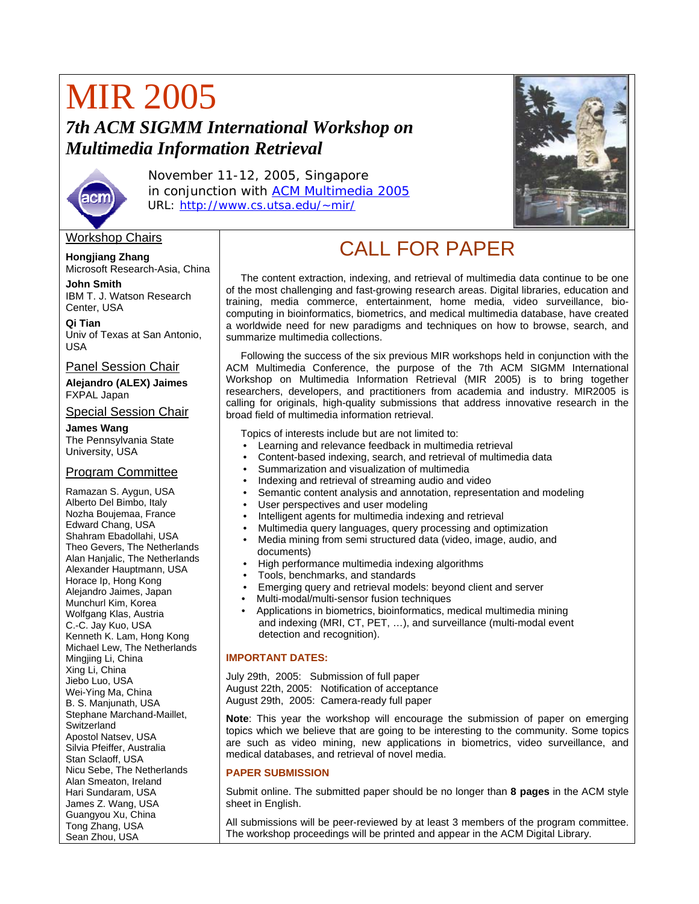# MIR 2005

## *7th ACM SIGMM International Workshop on Multimedia Information Retrieval*

November 11-12, 2005, Singapore
in conjunction with ACM Multimedia 2005
URL: http://www.cs.utsa.edu/~mir/

### Workshop Chairs

**Hongjiang Zhang**
Microsoft Research-Asia, China

**John Smith**
IBM T. J. Watson Research Center, USA

**Qi Tian**
Univ of Texas at San Antonio, USA

### Panel Session Chair

**Alejandro (ALEX) Jaimes**
FXPAL Japan

### Special Session Chair

**James Wang**
The Pennsylvania State University, USA

### Program Committee

Ramazan S. Aygun, USA
Alberto Del Bimbo, Italy
Nozha Boujemaa, France
Edward Chang, USA
Shahram Ebadollahi, USA
Theo Gevers, The Netherlands
Alan Hanjalic, The Netherlands
Alexander Hauptmann, USA
Horace Ip, Hong Kong
Alejandro Jaimes, Japan
Munchurl Kim, Korea
Wolfgang Klas, Austria
C.-C. Jay Kuo, USA
Kenneth K. Lam, Hong Kong
Michael Lew, The Netherlands
Mingjing Li, China
Xing Li, China
Jiebo Luo, USA
Wei-Ying Ma, China
B. S. Manjunath, USA
Stephane Marchand-Maillet, Switzerland
Apostol Natsev, USA
Silvia Pfeiffer, Australia
Stan Sclaoff, USA
Nicu Sebe, The Netherlands
Alan Smeaton, Ireland
Hari Sundaram, USA
James Z. Wang, USA
Guangyou Xu, China
Tong Zhang, USA
Sean Zhou, USA

## CALL FOR PAPER

The content extraction, indexing, and retrieval of multimedia data continue to be one of the most challenging and fast-growing research areas. Digital libraries, education and training, media commerce, entertainment, home media, video surveillance, bio-computing in bioinformatics, biometrics, and medical multimedia database, have created a worldwide need for new paradigms and techniques on how to browse, search, and summarize multimedia collections.

Following the success of the six previous MIR workshops held in conjunction with the ACM Multimedia Conference, the purpose of the 7th ACM SIGMM International Workshop on Multimedia Information Retrieval (MIR 2005) is to bring together researchers, developers, and practitioners from academia and industry. MIR2005 is calling for originals, high-quality submissions that address innovative research in the broad field of multimedia information retrieval.

Topics of interests include but are not limited to:

- Learning and relevance feedback in multimedia retrieval
- Content-based indexing, search, and retrieval of multimedia data
- Summarization and visualization of multimedia
- Indexing and retrieval of streaming audio and video
- Semantic content analysis and annotation, representation and modeling
- User perspectives and user modeling
- Intelligent agents for multimedia indexing and retrieval
- Multimedia query languages, query processing and optimization
- Media mining from semi structured data (video, image, audio, and documents)
- High performance multimedia indexing algorithms
- Tools, benchmarks, and standards
- Emerging query and retrieval models: beyond client and server
- Multi-modal/multi-sensor fusion techniques
- Applications in biometrics, bioinformatics, medical multimedia mining and indexing (MRI, CT, PET, …), and surveillance (multi-modal event detection and recognition).

### IMPORTANT DATES:

July 29th, 2005: Submission of full paper
August 22th, 2005: Notification of acceptance
August 29th, 2005: Camera-ready full paper

**Note**: This year the workshop will encourage the submission of paper on emerging topics which we believe that are going to be interesting to the community. Some topics are such as video mining, new applications in biometrics, video surveillance, and medical databases, and retrieval of novel media.

### PAPER SUBMISSION

Submit online. The submitted paper should be no longer than **8 pages** in the ACM style sheet in English.

All submissions will be peer-reviewed by at least 3 members of the program committee. The workshop proceedings will be printed and appear in the ACM Digital Library.